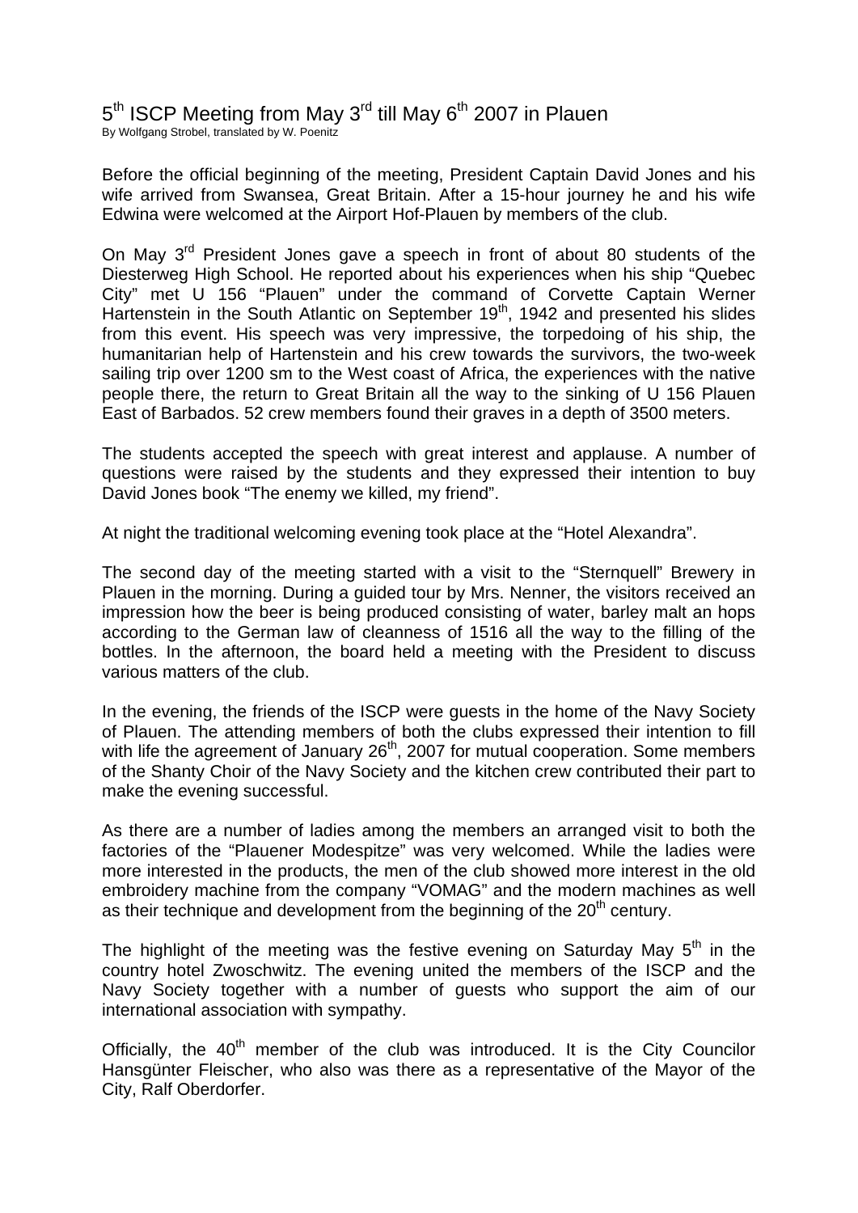# 5th ISCP Meeting from May 3rd till May 6th 2007 in Plauen

By Wolfgang Strobel, translated by W. Poenitz

Before the official beginning of the meeting, President Captain David Jones and his wife arrived from Swansea, Great Britain. After a 15-hour journey he and his wife Edwina were welcomed at the Airport Hof-Plauen by members of the club.

On May 3rd President Jones gave a speech in front of about 80 students of the Diesterweg High School. He reported about his experiences when his ship "Quebec City" met U 156 "Plauen" under the command of Corvette Captain Werner Hartenstein in the South Atlantic on September 19th, 1942 and presented his slides from this event. His speech was very impressive, the torpedoing of his ship, the humanitarian help of Hartenstein and his crew towards the survivors, the two-week sailing trip over 1200 sm to the West coast of Africa, the experiences with the native people there, the return to Great Britain all the way to the sinking of U 156 Plauen East of Barbados. 52 crew members found their graves in a depth of 3500 meters.

The students accepted the speech with great interest and applause. A number of questions were raised by the students and they expressed their intention to buy David Jones book "The enemy we killed, my friend".

At night the traditional welcoming evening took place at the "Hotel Alexandra".

The second day of the meeting started with a visit to the "Sternquell" Brewery in Plauen in the morning. During a guided tour by Mrs. Nenner, the visitors received an impression how the beer is being produced consisting of water, barley malt an hops according to the German law of cleanness of 1516 all the way to the filling of the bottles. In the afternoon, the board held a meeting with the President to discuss various matters of the club.

In the evening, the friends of the ISCP were guests in the home of the Navy Society of Plauen. The attending members of both the clubs expressed their intention to fill with life the agreement of January 26th, 2007 for mutual cooperation. Some members of the Shanty Choir of the Navy Society and the kitchen crew contributed their part to make the evening successful.

As there are a number of ladies among the members an arranged visit to both the factories of the "Plauener Modespitze" was very welcomed. While the ladies were more interested in the products, the men of the club showed more interest in the old embroidery machine from the company "VOMAG" and the modern machines as well as their technique and development from the beginning of the 20th century.

The highlight of the meeting was the festive evening on Saturday May 5th in the country hotel Zwoschwitz. The evening united the members of the ISCP and the Navy Society together with a number of guests who support the aim of our international association with sympathy.

Officially, the 40th member of the club was introduced. It is the City Councilor Hansgünter Fleischer, who also was there as a representative of the Mayor of the City, Ralf Oberdorfer.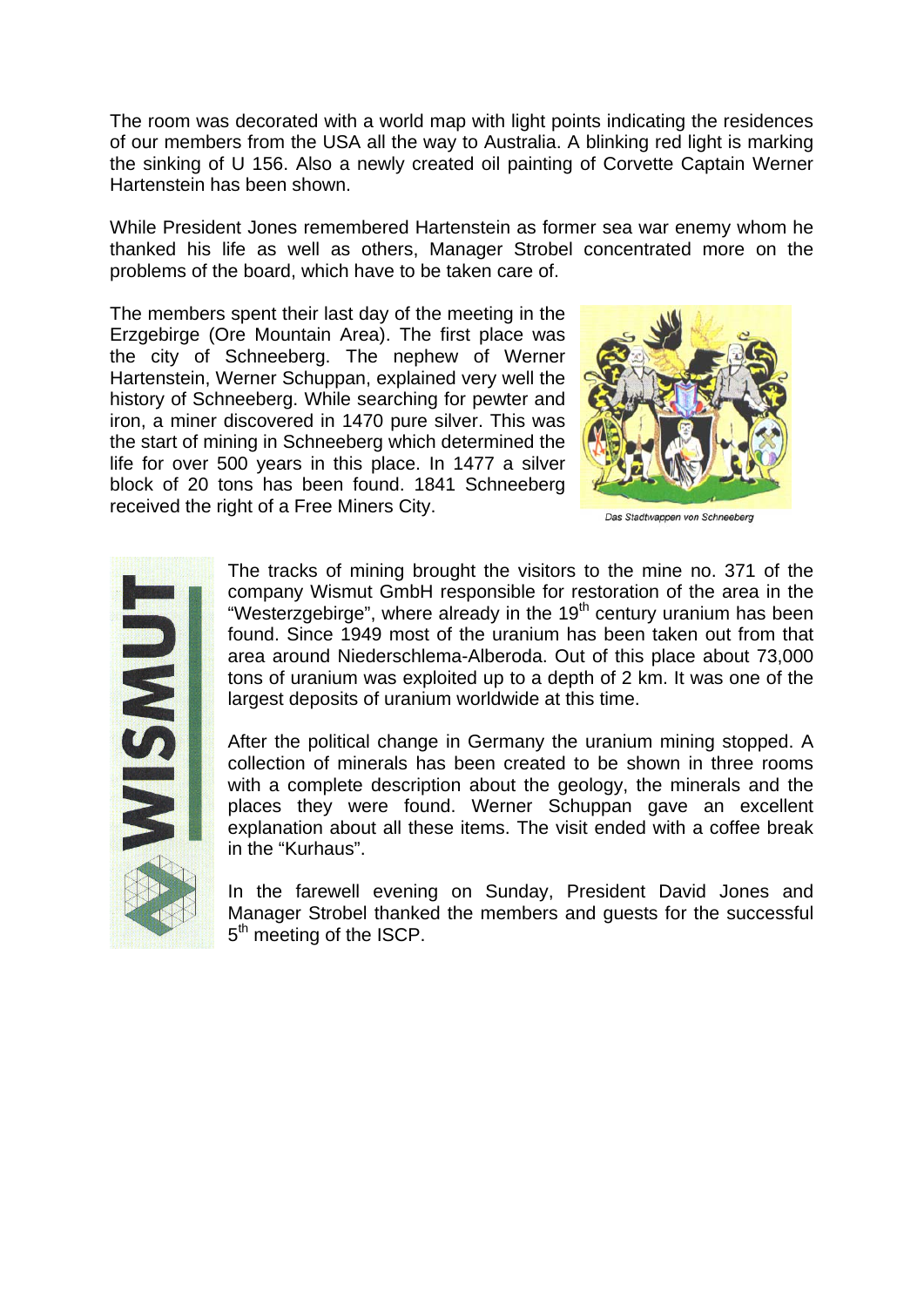The room was decorated with a world map with light points indicating the residences of our members from the USA all the way to Australia. A blinking red light is marking the sinking of U 156. Also a newly created oil painting of Corvette Captain Werner Hartenstein has been shown.

While President Jones remembered Hartenstein as former sea war enemy whom he thanked his life as well as others, Manager Strobel concentrated more on the problems of the board, which have to be taken care of.

The members spent their last day of the meeting in the Erzgebirge (Ore Mountain Area). The first place was the city of Schneeberg. The nephew of Werner Hartenstein, Werner Schuppan, explained very well the history of Schneeberg. While searching for pewter and iron, a miner discovered in 1470 pure silver. This was the start of mining in Schneeberg which determined the life for over 500 years in this place. In 1477 a silver block of 20 tons has been found. 1841 Schneeberg received the right of a Free Miners City.

*Das Stadtwappen von Schneeberg*

The tracks of mining brought the visitors to the mine no. 371 of the company Wismut GmbH responsible for restoration of the area in the "Westerzgebirge", where already in the 19th century uranium has been found. Since 1949 most of the uranium has been taken out from that area around Niederschlema-Alberoda. Out of this place about 73,000 tons of uranium was exploited up to a depth of 2 km. It was one of the largest deposits of uranium worldwide at this time.

After the political change in Germany the uranium mining stopped. A collection of minerals has been created to be shown in three rooms with a complete description about the geology, the minerals and the places they were found. Werner Schuppan gave an excellent explanation about all these items. The visit ended with a coffee break in the "Kurhaus".

In the farewell evening on Sunday, President David Jones and Manager Strobel thanked the members and guests for the successful 5th meeting of the ISCP.